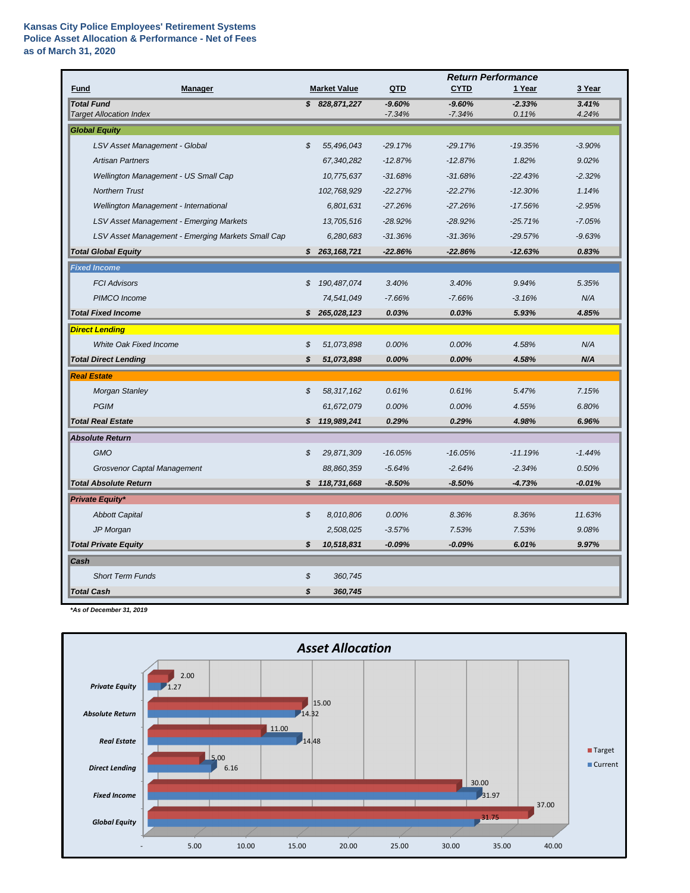**Kansas City Police Employees' Retirement Systems**
**Police Asset Allocation & Performance - Net of Fees**
**as of March 31, 2020**

| Fund | Manager | Market Value | QTD | CYTD | 1 Year | 3 Year |
|---|---|---|---|---|---|---|
| | | | **Return Performance** | | | |
| ***Total Fund*** | | ***$ 828,871,227*** | ***-9.60%*** | ***-9.60%*** | ***-2.33%*** | ***3.41%*** |
| *Target Allocation Index* | | | *-7.34%* | *-7.34%* | *0.11%* | *4.24%* |
| ***Global Equity*** | | | | | | |
| | *LSV Asset Management - Global* | *$ 55,496,043* | *-29.17%* | *-29.17%* | *-19.35%* | *-3.90%* |
| | *Artisan Partners* | *67,340,282* | *-12.87%* | *-12.87%* | *1.82%* | *9.02%* |
| | *Wellington Management - US Small Cap* | *10,775,637* | *-31.68%* | *-31.68%* | *-22.43%* | *-2.32%* |
| | *Northern Trust* | *102,768,929* | *-22.27%* | *-22.27%* | *-12.30%* | *1.14%* |
| | *Wellington Management - International* | *6,801,631* | *-27.26%* | *-27.26%* | *-17.56%* | *-2.95%* |
| | *LSV Asset Management - Emerging Markets* | *13,705,516* | *-28.92%* | *-28.92%* | *-25.71%* | *-7.05%* |
| | *LSV Asset Management - Emerging Markets Small Cap* | *6,280,683* | *-31.36%* | *-31.36%* | *-29.57%* | *-9.63%* |
| ***Total Global Equity*** | | ***$ 263,168,721*** | ***-22.86%*** | ***-22.86%*** | ***-12.63%*** | ***0.83%*** |
| ***Fixed Income*** | | | | | | |
| | *FCI Advisors* | *$ 190,487,074* | *3.40%* | *3.40%* | *9.94%* | *5.35%* |
| | *PIMCO Income* | *74,541,049* | *-7.66%* | *-7.66%* | *-3.16%* | *N/A* |
| ***Total Fixed Income*** | | ***$ 265,028,123*** | ***0.03%*** | ***0.03%*** | ***5.93%*** | ***4.85%*** |
| ***Direct Lending*** | | | | | | |
| | *White Oak Fixed Income* | *$ 51,073,898* | *0.00%* | *0.00%* | *4.58%* | *N/A* |
| ***Total Direct Lending*** | | ***$ 51,073,898*** | ***0.00%*** | ***0.00%*** | ***4.58%*** | ***N/A*** |
| ***Real Estate*** | | | | | | |
| | *Morgan Stanley* | *$ 58,317,162* | *0.61%* | *0.61%* | *5.47%* | *7.15%* |
| | *PGIM* | *61,672,079* | *0.00%* | *0.00%* | *4.55%* | *6.80%* |
| ***Total Real Estate*** | | ***$ 119,989,241*** | ***0.29%*** | ***0.29%*** | ***4.98%*** | ***6.96%*** |
| ***Absolute Return*** | | | | | | |
| | *GMO* | *$ 29,871,309* | *-16.05%* | *-16.05%* | *-11.19%* | *-1.44%* |
| | *Grosvenor Captal Management* | *88,860,359* | *-5.64%* | *-2.64%* | *-2.34%* | *0.50%* |
| ***Total Absolute Return*** | | ***$ 118,731,668*** | ***-8.50%*** | ***-8.50%*** | ***-4.73%*** | ***-0.01%*** |
| ***Private Equity**** | | | | | | |
| | *Abbott Capital* | *$ 8,010,806* | *0.00%* | *8.36%* | *8.36%* | *11.63%* |
| | *JP Morgan* | *2,508,025* | *-3.57%* | *7.53%* | *7.53%* | *9.08%* |
| ***Total Private Equity*** | | ***$ 10,518,831*** | ***-0.09%*** | ***-0.09%*** | ***6.01%*** | ***9.97%*** |
| ***Cash*** | | | | | | |
| | *Short Term Funds* | *$ 360,745* | | | | |
| ***Total Cash*** | | ***$ 360,745*** | | | | |

****As of December 31, 2019***

## Asset Allocation

| Asset Class | Target | Current |
|---|---|---|
| Private Equity | 2.00 | 1.27 |
| Absolute Return | 15.00 | 14.32 |
| Real Estate | 11.00 | 14.48 |
| Direct Lending | 5.00 | 6.16 |
| Fixed Income | 30.00 | 31.97 |
| Global Equity | 37.00 | 31.75 |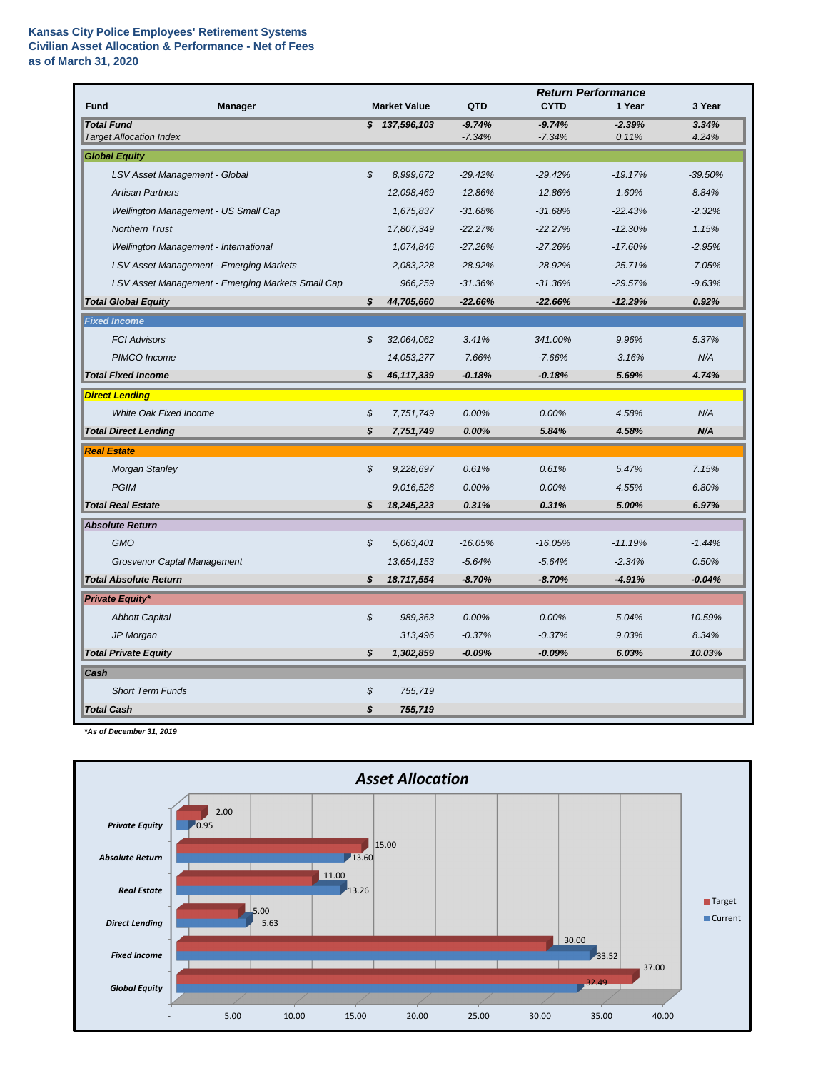**Kansas City Police Employees' Retirement Systems**
**Civilian Asset Allocation & Performance - Net of Fees**
**as of March 31, 2020**

| | | | | Return Performance | | |
|---|---|---|---|---|---|---|
| **Fund** | **Manager** | **Market Value** | **QTD** | **CYTD** | **1 Year** | **3 Year** |
| ***Total Fund*** | | ***$ 137,596,103*** | ***-9.74%*** | ***-9.74%*** | ***-2.39%*** | ***3.34%*** |
| *Target Allocation Index* | | | *-7.34%* | *-7.34%* | *0.11%* | *4.24%* |
| ***Global Equity*** | | | | | | |
| | *LSV Asset Management - Global* | *$ 8,999,672* | *-29.42%* | *-29.42%* | *-19.17%* | *-39.50%* |
| | *Artisan Partners* | *12,098,469* | *-12.86%* | *-12.86%* | *1.60%* | *8.84%* |
| | *Wellington Management - US Small Cap* | *1,675,837* | *-31.68%* | *-31.68%* | *-22.43%* | *-2.32%* |
| | *Northern Trust* | *17,807,349* | *-22.27%* | *-22.27%* | *-12.30%* | *1.15%* |
| | *Wellington Management - International* | *1,074,846* | *-27.26%* | *-27.26%* | *-17.60%* | *-2.95%* |
| | *LSV Asset Management - Emerging Markets* | *2,083,228* | *-28.92%* | *-28.92%* | *-25.71%* | *-7.05%* |
| | *LSV Asset Management - Emerging Markets Small Cap* | *966,259* | *-31.36%* | *-31.36%* | *-29.57%* | *-9.63%* |
| ***Total Global Equity*** | | ***$ 44,705,660*** | ***-22.66%*** | ***-22.66%*** | ***-12.29%*** | ***0.92%*** |
| ***Fixed Income*** | | | | | | |
| | *FCI Advisors* | *$ 32,064,062* | *3.41%* | *341.00%* | *9.96%* | *5.37%* |
| | *PIMCO Income* | *14,053,277* | *-7.66%* | *-7.66%* | *-3.16%* | *N/A* |
| ***Total Fixed Income*** | | ***$ 46,117,339*** | ***-0.18%*** | ***-0.18%*** | ***5.69%*** | ***4.74%*** |
| ***Direct Lending*** | | | | | | |
| | *White Oak Fixed Income* | *$ 7,751,749* | *0.00%* | *0.00%* | *4.58%* | *N/A* |
| ***Total Direct Lending*** | | ***$ 7,751,749*** | ***0.00%*** | ***5.84%*** | ***4.58%*** | ***N/A*** |
| ***Real Estate*** | | | | | | |
| | *Morgan Stanley* | *$ 9,228,697* | *0.61%* | *0.61%* | *5.47%* | *7.15%* |
| | *PGIM* | *9,016,526* | *0.00%* | *0.00%* | *4.55%* | *6.80%* |
| ***Total Real Estate*** | | ***$ 18,245,223*** | ***0.31%*** | ***0.31%*** | ***5.00%*** | ***6.97%*** |
| ***Absolute Return*** | | | | | | |
| | *GMO* | *$ 5,063,401* | *-16.05%* | *-16.05%* | *-11.19%* | *-1.44%* |
| | *Grosvenor Captal Management* | *13,654,153* | *-5.64%* | *-5.64%* | *-2.34%* | *0.50%* |
| ***Total Absolute Return*** | | ***$ 18,717,554*** | ***-8.70%*** | ***-8.70%*** | ***-4.91%*** | ***-0.04%*** |
| ***Private Equity**** | | | | | | |
| | *Abbott Capital* | *$ 989,363* | *0.00%* | *0.00%* | *5.04%* | *10.59%* |
| | *JP Morgan* | *313,496* | *-0.37%* | *-0.37%* | *9.03%* | *8.34%* |
| ***Total Private Equity*** | | ***$ 1,302,859*** | ***-0.09%*** | ***-0.09%*** | ***6.03%*** | ***10.03%*** |
| ***Cash*** | | | | | | |
| | *Short Term Funds* | *$ 755,719* | | | | |
| ***Total Cash*** | | ***$ 755,719*** | | | | |

****As of December 31, 2019***

**Asset Allocation**

Private Equity
2.00
0.95

Absolute Return
15.00
13.60

Real Estate
11.00
13.26

Direct Lending
5.00
5.63

Fixed Income
30.00
33.52

Global Equity
37.00
32.49

- 5.00 10.00 15.00 20.00 25.00 30.00 35.00 40.00

Target
Current